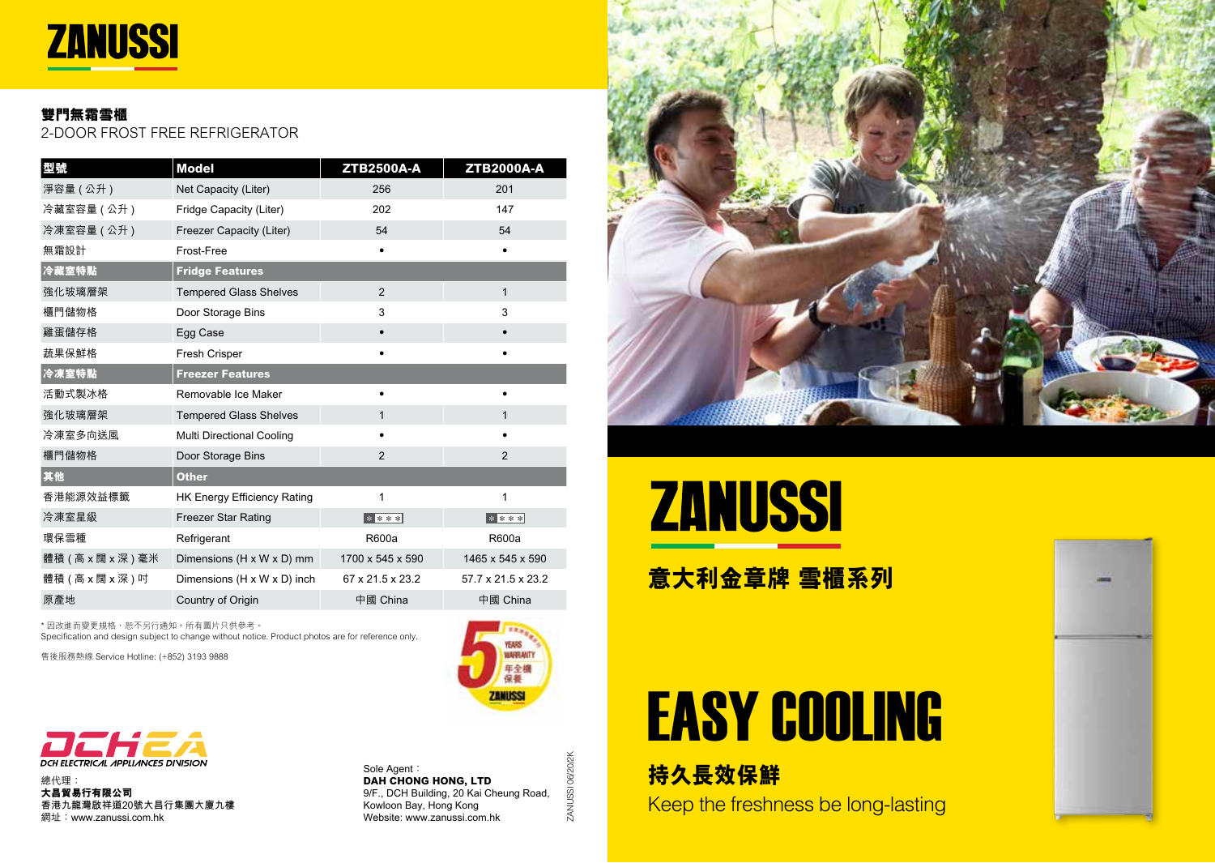# ZANUSSI

## 雙門無霜雪櫃
2-DOOR FROST FREE REFRIGERATOR

| 型號 | Model | ZTB2500A-A | ZTB2000A-A |
|---|---|---|---|
| 淨容量 ( 公升 ) | Net Capacity (Liter) | 256 | 201 |
| 冷藏室容量 ( 公升 ) | Fridge Capacity (Liter) | 202 | 147 |
| 冷凍室容量 ( 公升 ) | Freezer Capacity (Liter) | 54 | 54 |
| 無霜設計 | Frost-Free | • | • |
| **冷藏室特點** | **Fridge Features** | | |
| 強化玻璃層架 | Tempered Glass Shelves | 2 | 1 |
| 櫃門儲物格 | Door Storage Bins | 3 | 3 |
| 雞蛋儲存格 | Egg Case | • | • |
| 蔬果保鮮格 | Fresh Crisper | • | • |
| **冷凍室特點** | **Freezer Features** | | |
| 活動式製冰格 | Removable Ice Maker | • | • |
| 強化玻璃層架 | Tempered Glass Shelves | 1 | 1 |
| 冷凍室多向送風 | Multi Directional Cooling | • | • |
| 櫃門儲物格 | Door Storage Bins | 2 | 2 |
| **其他** | **Other** | | |
| 香港能源效益標籤 | HK Energy Efficiency Rating | 1 | 1 |
| 冷凍室星級 | Freezer Star Rating | **** | **** |
| 環保雪種 | Refrigerant | R600a | R600a |
| 體積 ( 高 x 闊 x 深 ) 毫米 | Dimensions (H x W x D) mm | 1700 x 545 x 590 | 1465 x 545 x 590 |
| 體積 ( 高 x 闊 x 深 ) 吋 | Dimensions (H x W x D) inch | 67 x 21.5 x 23.2 | 57.7 x 21.5 x 23.2 |
| 原產地 | Country of Origin | 中國 China | 中國 China |

* 因改進而變更規格，恕不另行通知。所有圖片只供參考。
Specification and design subject to change without notice. Product photos are for reference only.

售後服務熱線 Service Hotline: (+852) 3193 9888

5 YEARS WARRANTY 年全機保養 ZANUSSI

DCHEA
DCH ELECTRICAL APPLIANCES DIVISION

總代理：
**大昌貿易行有限公司**
香港九龍灣啟祥道20號大昌集團大廈九樓
網址：www.zanussi.com.hk

Sole Agent：
**DAH CHONG HONG, LTD**
9/F., DCH Building, 20 Kai Cheung Road,
Kowloon Bay, Hong Kong
Website: www.zanussi.com.hk

ZANUSSI 06/2020K

# ZANUSSI

## 意大利金章牌 雪櫃系列

# EASY COOLING

**持久長效保鮮**
Keep the freshness be long-lasting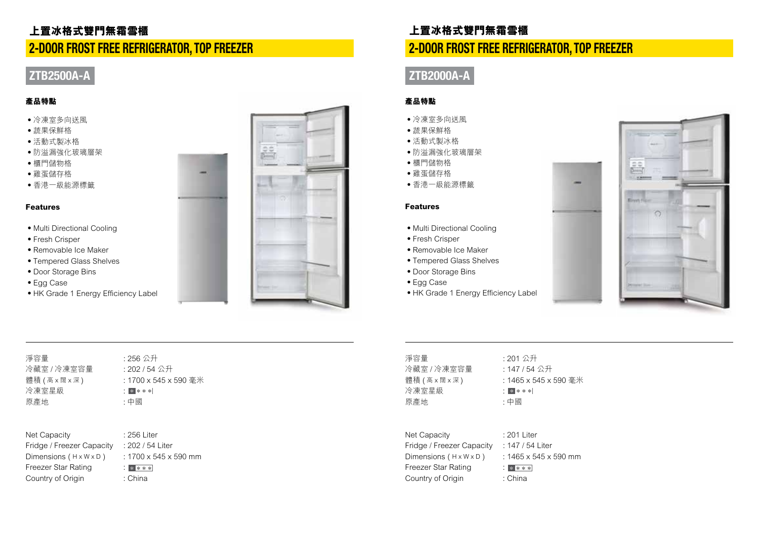# 上置冰格式雙門無霜雪櫃

## 2-DOOR FROST FREE REFRIGERATOR, TOP FREEZER

### ZTB2500A-A

**產品特點**

- 冷凍室多向送風
- 蔬果保鮮格
- 活動式製冰格
- 防溢漏強化玻璃層架
- 櫃門儲物格
- 雞蛋儲存格
- 香港一級能源標籤

**Features**

- Multi Directional Cooling
- Fresh Crisper
- Removable Ice Maker
- Tempered Glass Shelves
- Door Storage Bins
- Egg Case
- HK Grade 1 Energy Efficiency Label

| | |
|---|---|
| 淨容量 | : 256 公升 |
| 冷藏室 / 冷凍室容量 | : 202 / 54 公升 |
| 體積 ( 高 x 闊 x 深 ) | : 1700 x 545 x 590 毫米 |
| 冷凍室星級 | : **** |
| 原產地 | : 中國 |

| | |
|---|---|
| Net Capacity | : 256 Liter |
| Fridge / Freezer Capacity | : 202 / 54 Liter |
| Dimensions ( H x W x D ) | : 1700 x 545 x 590 mm |
| Freezer Star Rating | : **** |
| Country of Origin | : China |

# 上置冰格式雙門無霜雪櫃

## 2-DOOR FROST FREE REFRIGERATOR, TOP FREEZER

### ZTB2000A-A

**產品特點**

- 冷凍室多向送風
- 蔬果保鮮格
- 活動式製冰格
- 防溢漏強化玻璃層架
- 櫃門儲物格
- 雞蛋儲存格
- 香港一級能源標籤

**Features**

- Multi Directional Cooling
- Fresh Crisper
- Removable Ice Maker
- Tempered Glass Shelves
- Door Storage Bins
- Egg Case
- HK Grade 1 Energy Efficiency Label

| | |
|---|---|
| 淨容量 | : 201 公升 |
| 冷藏室 / 冷凍室容量 | : 147 / 54 公升 |
| 體積 ( 高 x 闊 x 深 ) | : 1465 x 545 x 590 毫米 |
| 冷凍室星級 | : **** |
| 原產地 | : 中國 |

| | |
|---|---|
| Net Capacity | : 201 Liter |
| Fridge / Freezer Capacity | : 147 / 54 Liter |
| Dimensions ( H x W x D ) | : 1465 x 545 x 590 mm |
| Freezer Star Rating | : **** |
| Country of Origin | : China |